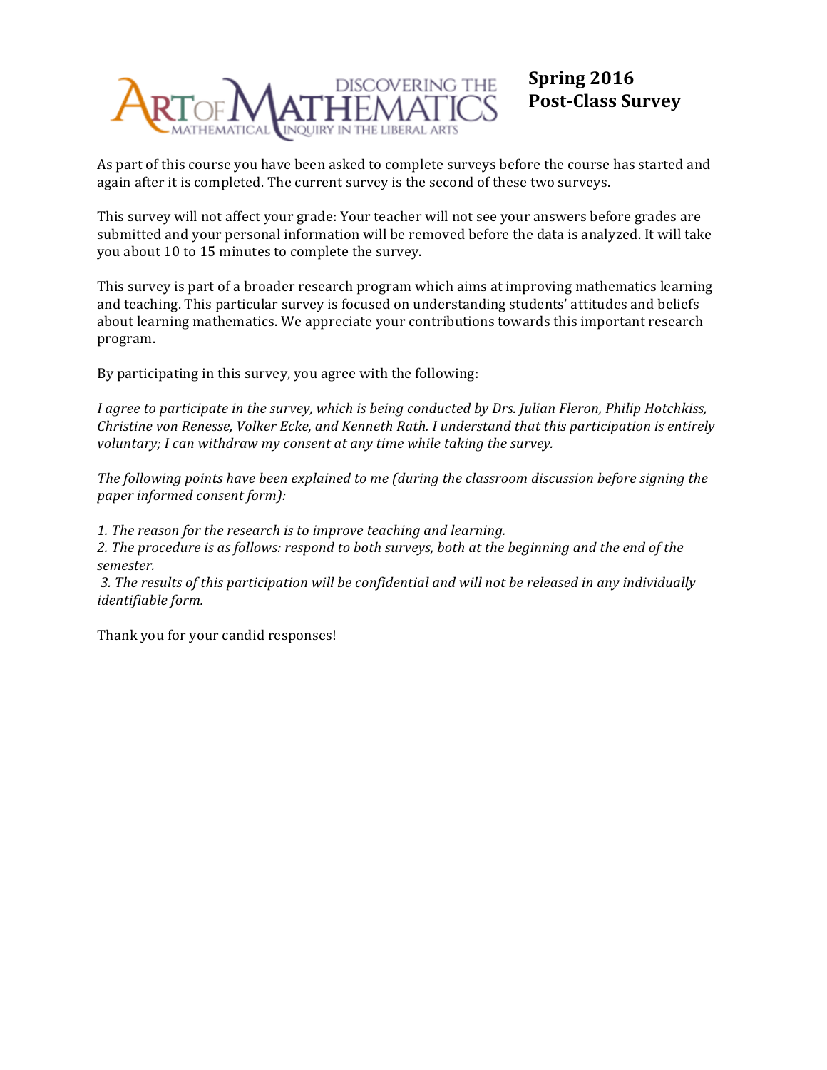DISCOVERING THE ART OF MATHEMATICS
MATHEMATICAL INQUIRY IN THE LIBERAL ARTS

# Spring 2016 Post-Class Survey

As part of this course you have been asked to complete surveys before the course has started and again after it is completed. The current survey is the second of these two surveys.

This survey will not affect your grade: Your teacher will not see your answers before grades are submitted and your personal information will be removed before the data is analyzed. It will take you about 10 to 15 minutes to complete the survey.

This survey is part of a broader research program which aims at improving mathematics learning and teaching. This particular survey is focused on understanding students' attitudes and beliefs about learning mathematics. We appreciate your contributions towards this important research program.

By participating in this survey, you agree with the following:

*I agree to participate in the survey, which is being conducted by Drs. Julian Fleron, Philip Hotchkiss, Christine von Renesse, Volker Ecke, and Kenneth Rath. I understand that this participation is entirely voluntary; I can withdraw my consent at any time while taking the survey.*

*The following points have been explained to me (during the classroom discussion before signing the paper informed consent form):*

*1. The reason for the research is to improve teaching and learning.*
*2. The procedure is as follows: respond to both surveys, both at the beginning and the end of the semester.*
*3. The results of this participation will be confidential and will not be released in any individually identifiable form.*

Thank you for your candid responses!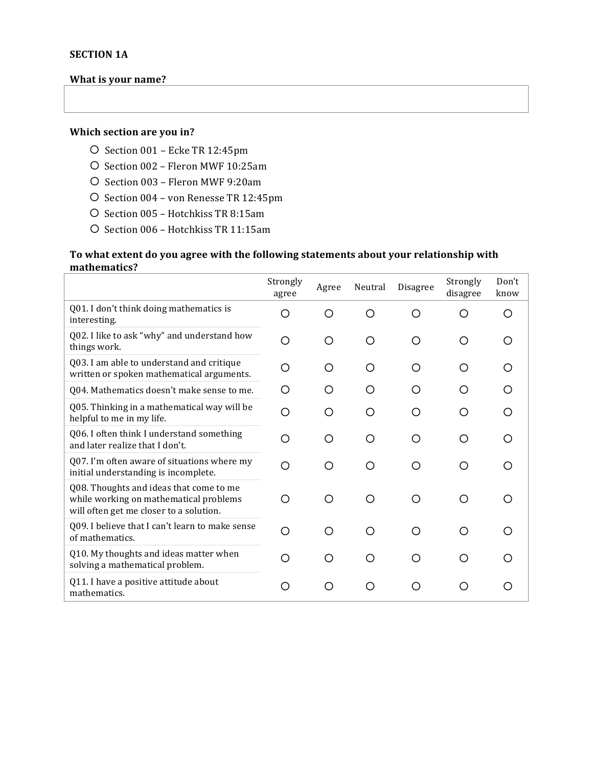**SECTION 1A**

**What is your name?**

| |
|---|
| |

**Which section are you in?**

- ○ Section 001 – Ecke TR 12:45pm
- ○ Section 002 – Fleron MWF 10:25am
- ○ Section 003 – Fleron MWF 9:20am
- ○ Section 004 – von Renesse TR 12:45pm
- ○ Section 005 – Hotchkiss TR 8:15am
- ○ Section 006 – Hotchkiss TR 11:15am

**To what extent do you agree with the following statements about your relationship with mathematics?**

| | Strongly agree | Agree | Neutral | Disagree | Strongly disagree | Don't know |
|---|---|---|---|---|---|---|
| Q01. I don't think doing mathematics is interesting. | ○ | ○ | ○ | ○ | ○ | ○ |
| Q02. I like to ask "why" and understand how things work. | ○ | ○ | ○ | ○ | ○ | ○ |
| Q03. I am able to understand and critique written or spoken mathematical arguments. | ○ | ○ | ○ | ○ | ○ | ○ |
| Q04. Mathematics doesn't make sense to me. | ○ | ○ | ○ | ○ | ○ | ○ |
| Q05. Thinking in a mathematical way will be helpful to me in my life. | ○ | ○ | ○ | ○ | ○ | ○ |
| Q06. I often think I understand something and later realize that I don't. | ○ | ○ | ○ | ○ | ○ | ○ |
| Q07. I'm often aware of situations where my initial understanding is incomplete. | ○ | ○ | ○ | ○ | ○ | ○ |
| Q08. Thoughts and ideas that come to me while working on mathematical problems will often get me closer to a solution. | ○ | ○ | ○ | ○ | ○ | ○ |
| Q09. I believe that I can't learn to make sense of mathematics. | ○ | ○ | ○ | ○ | ○ | ○ |
| Q10. My thoughts and ideas matter when solving a mathematical problem. | ○ | ○ | ○ | ○ | ○ | ○ |
| Q11. I have a positive attitude about mathematics. | ○ | ○ | ○ | ○ | ○ | ○ |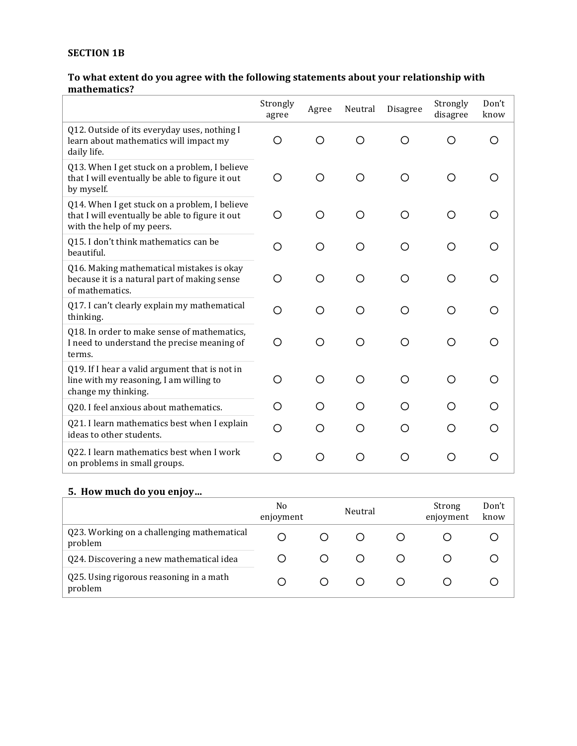**SECTION 1B**

**To what extent do you agree with the following statements about your relationship with mathematics?**

| | Strongly agree | Agree | Neutral | Disagree | Strongly disagree | Don't know |
|---|---|---|---|---|---|---|
| Q12. Outside of its everyday uses, nothing I learn about mathematics will impact my daily life. | ○ | ○ | ○ | ○ | ○ | ○ |
| Q13. When I get stuck on a problem, I believe that I will eventually be able to figure it out by myself. | ○ | ○ | ○ | ○ | ○ | ○ |
| Q14. When I get stuck on a problem, I believe that I will eventually be able to figure it out with the help of my peers. | ○ | ○ | ○ | ○ | ○ | ○ |
| Q15. I don't think mathematics can be beautiful. | ○ | ○ | ○ | ○ | ○ | ○ |
| Q16. Making mathematical mistakes is okay because it is a natural part of making sense of mathematics. | ○ | ○ | ○ | ○ | ○ | ○ |
| Q17. I can't clearly explain my mathematical thinking. | ○ | ○ | ○ | ○ | ○ | ○ |
| Q18. In order to make sense of mathematics, I need to understand the precise meaning of terms. | ○ | ○ | ○ | ○ | ○ | ○ |
| Q19. If I hear a valid argument that is not in line with my reasoning, I am willing to change my thinking. | ○ | ○ | ○ | ○ | ○ | ○ |
| Q20. I feel anxious about mathematics. | ○ | ○ | ○ | ○ | ○ | ○ |
| Q21. I learn mathematics best when I explain ideas to other students. | ○ | ○ | ○ | ○ | ○ | ○ |
| Q22. I learn mathematics best when I work on problems in small groups. | ○ | ○ | ○ | ○ | ○ | ○ |

**5. How much do you enjoy…**

| | No enjoyment | | Neutral | | Strong enjoyment | Don't know |
|---|---|---|---|---|---|---|
| Q23. Working on a challenging mathematical problem | ○ | ○ | ○ | ○ | ○ | ○ |
| Q24. Discovering a new mathematical idea | ○ | ○ | ○ | ○ | ○ | ○ |
| Q25. Using rigorous reasoning in a math problem | ○ | ○ | ○ | ○ | ○ | ○ |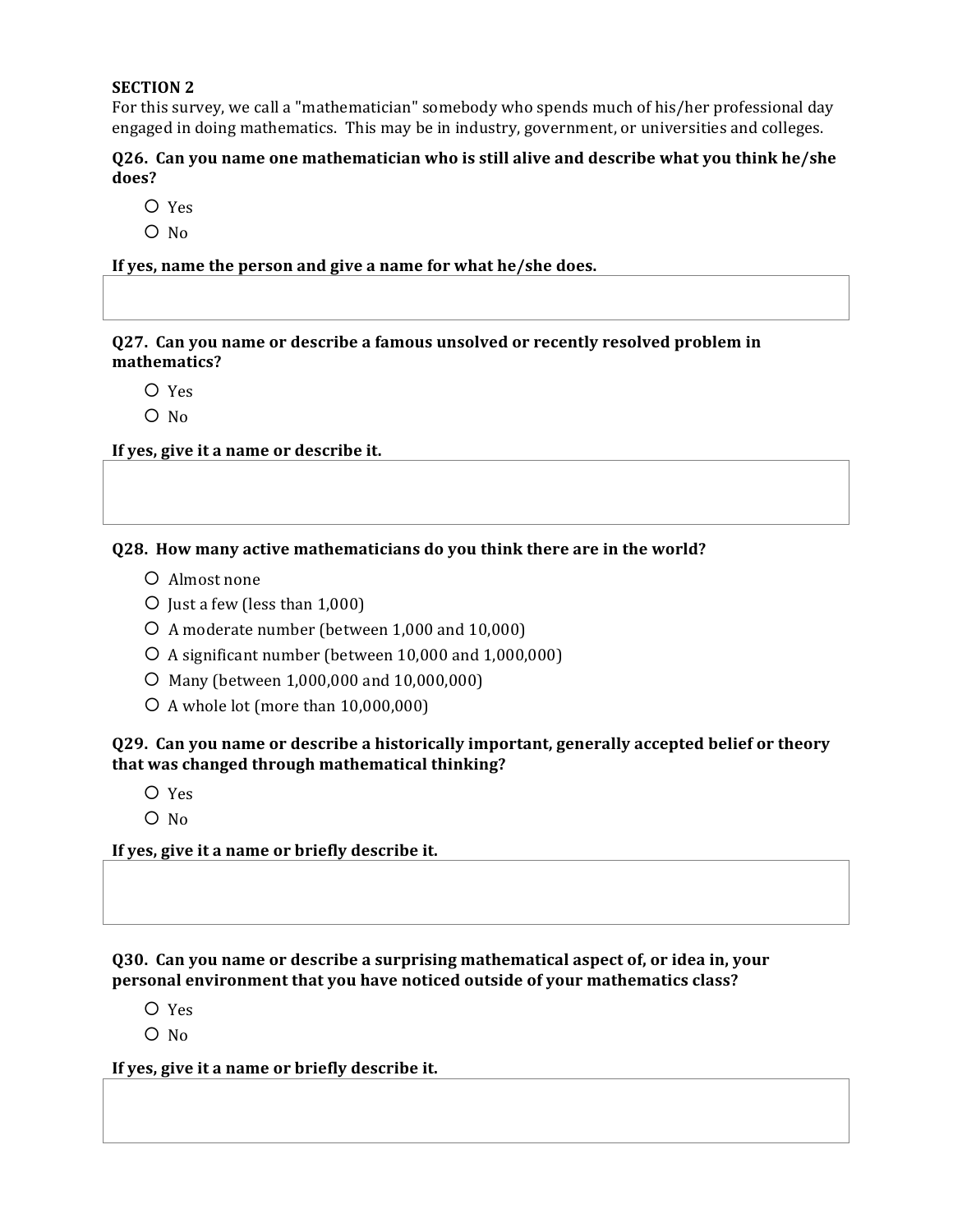**SECTION 2**

For this survey, we call a "mathematician" somebody who spends much of his/her professional day engaged in doing mathematics. This may be in industry, government, or universities and colleges.

**Q26. Can you name one mathematician who is still alive and describe what you think he/she does?**

- ○ Yes
- ○ No

**If yes, name the person and give a name for what he/she does.**

**Q27. Can you name or describe a famous unsolved or recently resolved problem in mathematics?**

- ○ Yes
- ○ No

**If yes, give it a name or describe it.**

**Q28. How many active mathematicians do you think there are in the world?**

- ○ Almost none
- ○ Just a few (less than 1,000)
- ○ A moderate number (between 1,000 and 10,000)
- ○ A significant number (between 10,000 and 1,000,000)
- ○ Many (between 1,000,000 and 10,000,000)
- ○ A whole lot (more than 10,000,000)

**Q29. Can you name or describe a historically important, generally accepted belief or theory that was changed through mathematical thinking?**

- ○ Yes
- ○ No

**If yes, give it a name or briefly describe it.**

**Q30. Can you name or describe a surprising mathematical aspect of, or idea in, your personal environment that you have noticed outside of your mathematics class?**

- ○ Yes
- ○ No

**If yes, give it a name or briefly describe it.**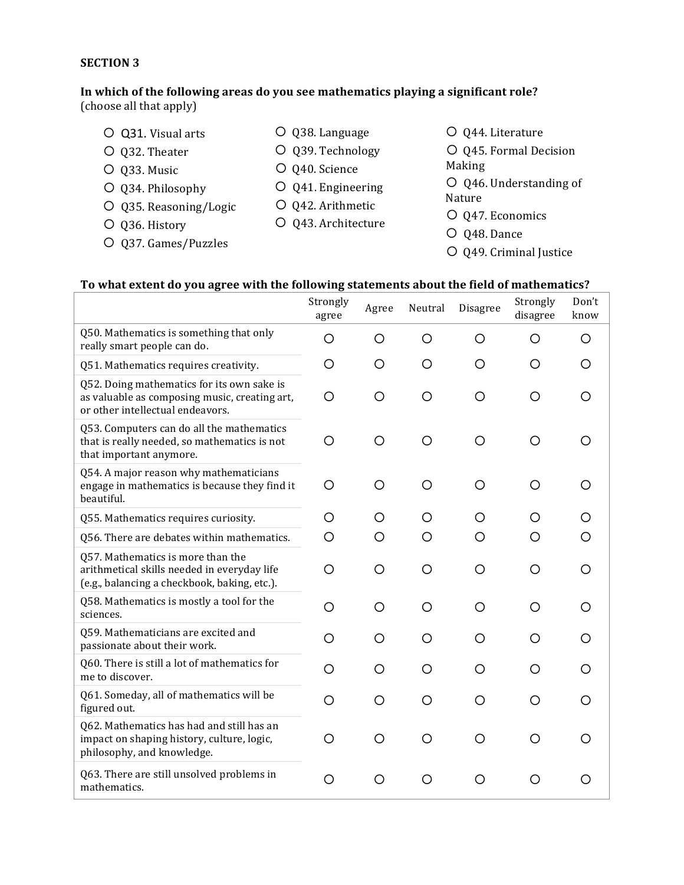**SECTION 3**

**In which of the following areas do you see mathematics playing a significant role?**
(choose all that apply)

- ○ Q31. Visual arts
- ○ Q32. Theater
- ○ Q33. Music
- ○ Q34. Philosophy
- ○ Q35. Reasoning/Logic
- ○ Q36. History
- ○ Q37. Games/Puzzles
- ○ Q38. Language
- ○ Q39. Technology
- ○ Q40. Science
- ○ Q41. Engineering
- ○ Q42. Arithmetic
- ○ Q43. Architecture
- ○ Q44. Literature
- ○ Q45. Formal Decision Making
- ○ Q46. Understanding of Nature
- ○ Q47. Economics
- ○ Q48. Dance
- ○ Q49. Criminal Justice

**To what extent do you agree with the following statements about the field of mathematics?**

| | Strongly agree | Agree | Neutral | Disagree | Strongly disagree | Don't know |
|---|---|---|---|---|---|---|
| Q50. Mathematics is something that only really smart people can do. | ○ | ○ | ○ | ○ | ○ | ○ |
| Q51. Mathematics requires creativity. | ○ | ○ | ○ | ○ | ○ | ○ |
| Q52. Doing mathematics for its own sake is as valuable as composing music, creating art, or other intellectual endeavors. | ○ | ○ | ○ | ○ | ○ | ○ |
| Q53. Computers can do all the mathematics that is really needed, so mathematics is not that important anymore. | ○ | ○ | ○ | ○ | ○ | ○ |
| Q54. A major reason why mathematicians engage in mathematics is because they find it beautiful. | ○ | ○ | ○ | ○ | ○ | ○ |
| Q55. Mathematics requires curiosity. | ○ | ○ | ○ | ○ | ○ | ○ |
| Q56. There are debates within mathematics. | ○ | ○ | ○ | ○ | ○ | ○ |
| Q57. Mathematics is more than the arithmetical skills needed in everyday life (e.g., balancing a checkbook, baking, etc.). | ○ | ○ | ○ | ○ | ○ | ○ |
| Q58. Mathematics is mostly a tool for the sciences. | ○ | ○ | ○ | ○ | ○ | ○ |
| Q59. Mathematicians are excited and passionate about their work. | ○ | ○ | ○ | ○ | ○ | ○ |
| Q60. There is still a lot of mathematics for me to discover. | ○ | ○ | ○ | ○ | ○ | ○ |
| Q61. Someday, all of mathematics will be figured out. | ○ | ○ | ○ | ○ | ○ | ○ |
| Q62. Mathematics has had and still has an impact on shaping history, culture, logic, philosophy, and knowledge. | ○ | ○ | ○ | ○ | ○ | ○ |
| Q63. There are still unsolved problems in mathematics. | ○ | ○ | ○ | ○ | ○ | ○ |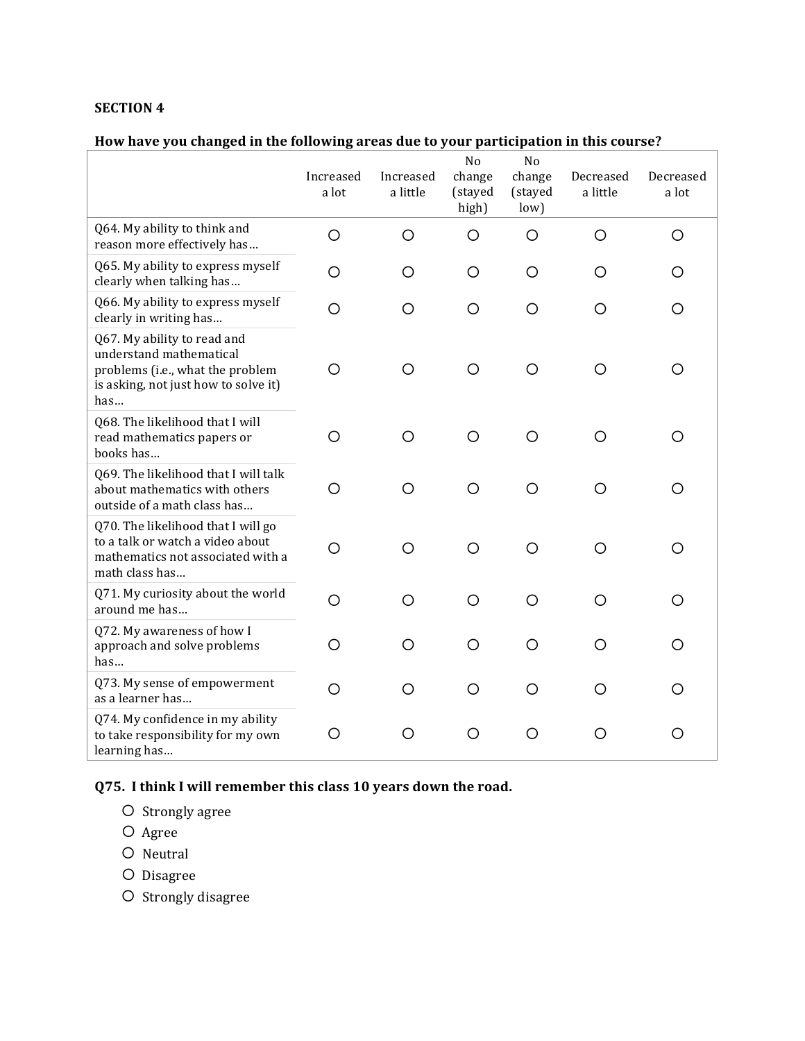**SECTION 4**

**How have you changed in the following areas due to your participation in this course?**

| | Increased a lot | Increased a little | No change (stayed high) | No change (stayed low) | Decreased a little | Decreased a lot |
|---|---|---|---|---|---|---|
| Q64. My ability to think and reason more effectively has… | ○ | ○ | ○ | ○ | ○ | ○ |
| Q65. My ability to express myself clearly when talking has… | ○ | ○ | ○ | ○ | ○ | ○ |
| Q66. My ability to express myself clearly in writing has… | ○ | ○ | ○ | ○ | ○ | ○ |
| Q67. My ability to read and understand mathematical problems (i.e., what the problem is asking, not just how to solve it) has… | ○ | ○ | ○ | ○ | ○ | ○ |
| Q68. The likelihood that I will read mathematics papers or books has… | ○ | ○ | ○ | ○ | ○ | ○ |
| Q69. The likelihood that I will talk about mathematics with others outside of a math class has… | ○ | ○ | ○ | ○ | ○ | ○ |
| Q70. The likelihood that I will go to a talk or watch a video about mathematics not associated with a math class has… | ○ | ○ | ○ | ○ | ○ | ○ |
| Q71. My curiosity about the world around me has… | ○ | ○ | ○ | ○ | ○ | ○ |
| Q72. My awareness of how I approach and solve problems has… | ○ | ○ | ○ | ○ | ○ | ○ |
| Q73. My sense of empowerment as a learner has… | ○ | ○ | ○ | ○ | ○ | ○ |
| Q74. My confidence in my ability to take responsibility for my own learning has… | ○ | ○ | ○ | ○ | ○ | ○ |

**Q75. I think I will remember this class 10 years down the road.**

- ○ Strongly agree
- ○ Agree
- ○ Neutral
- ○ Disagree
- ○ Strongly disagree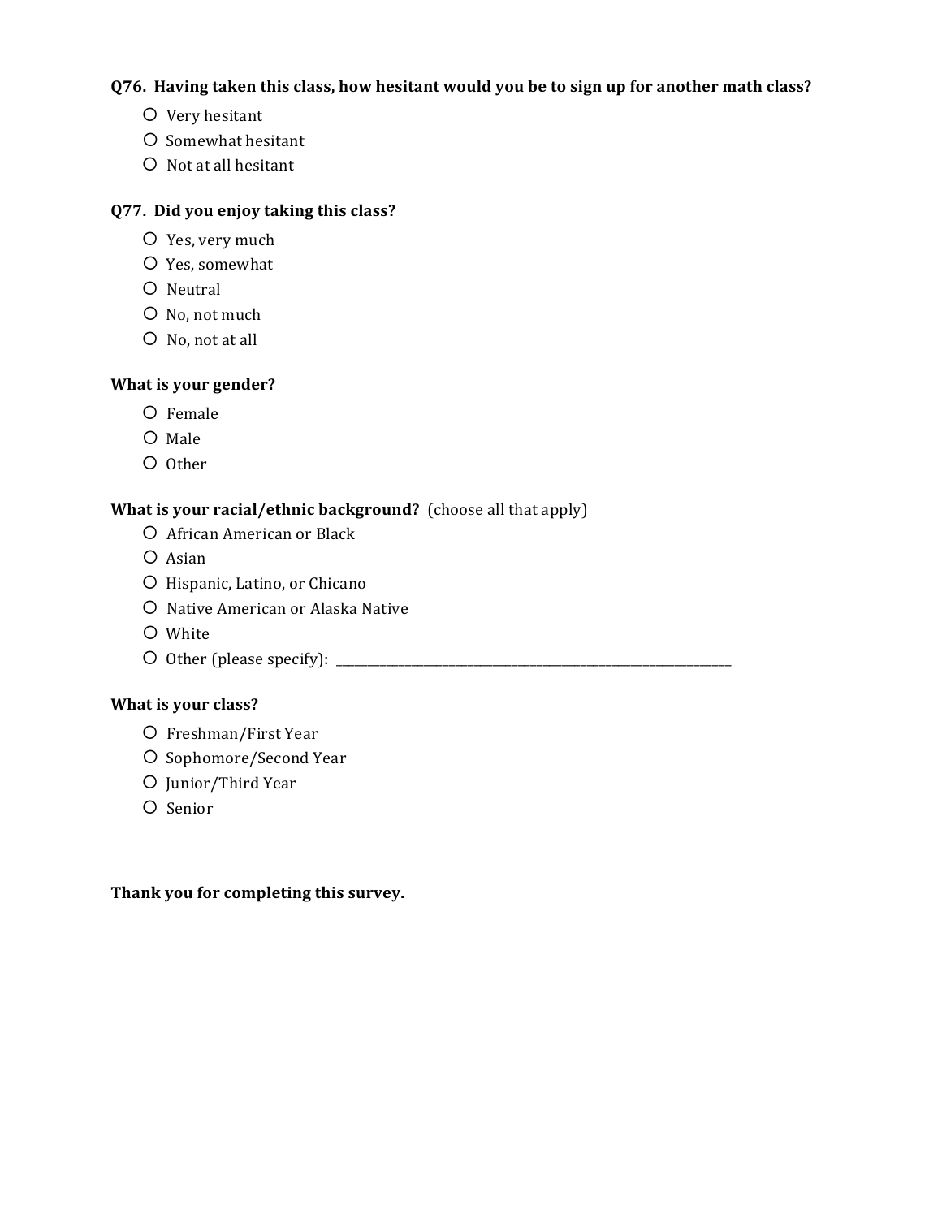**Q76. Having taken this class, how hesitant would you be to sign up for another math class?**

- Very hesitant
- Somewhat hesitant
- Not at all hesitant

**Q77. Did you enjoy taking this class?**

- Yes, very much
- Yes, somewhat
- Neutral
- No, not much
- No, not at all

**What is your gender?**

- Female
- Male
- Other

**What is your racial/ethnic background?** (choose all that apply)

- African American or Black
- Asian
- Hispanic, Latino, or Chicano
- Native American or Alaska Native
- White
- Other (please specify): ____________________________________________

**What is your class?**

- Freshman/First Year
- Sophomore/Second Year
- Junior/Third Year
- Senior

**Thank you for completing this survey.**